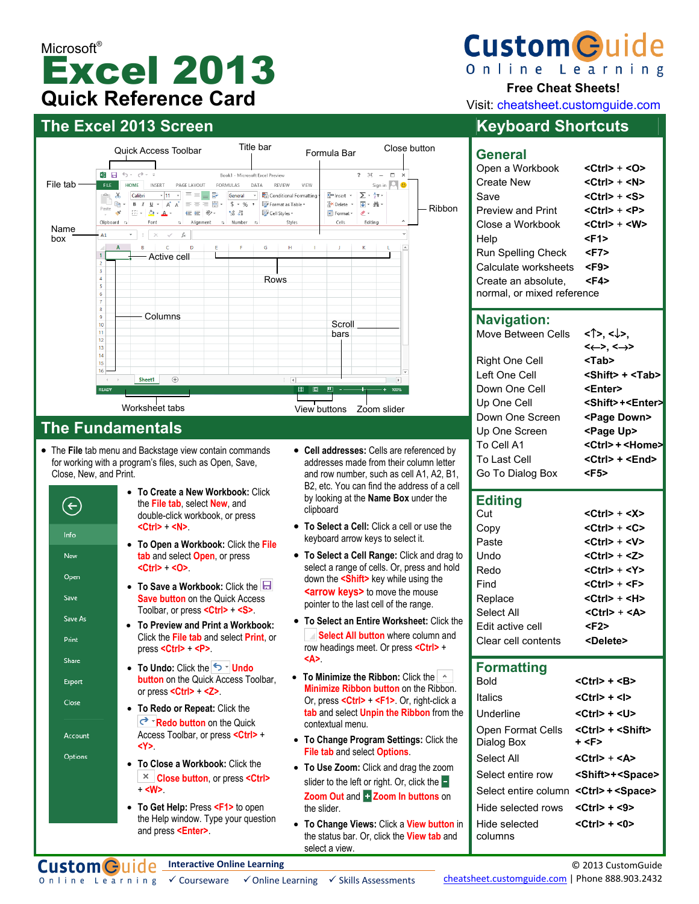Microsoft®

# Excel 2013

## Quick Reference Card

CustomGuide Online Learning

**Free Cheat Sheets!**

Visit: cheatsheet.customguide.com

## The Excel 2013 Screen

Quick Access Toolbar · Title bar · Formula Bar · Close button · File tab · Ribbon · Name box · Active cell · Rows · Columns · Scroll bars · Worksheet tabs · View buttons · Zoom slider

## The Fundamentals

- The **File** tab menu and Backstage view contain commands for working with a program's files, such as Open, Save, Close, New, and Print.

Info · New · Open · Save · Save As · Print · Share · Export · Close · Account · Options

- **To Create a New Workbook:** Click the **File tab**, select **New**, and double-click workbook, or press **<Ctrl>** + **<N>**.
- **To Open a Workbook:** Click the **File tab** and select **Open**, or press **<Ctrl>** + **<O>**.
- **To Save a Workbook:** Click the **Save button** on the Quick Access Toolbar, or press **<Ctrl>** + **<S>**.
- **To Preview and Print a Workbook:** Click the **File tab** and select **Print**, or press **<Ctrl>** + **<P>**.
- **To Undo:** Click the **Undo button** on the Quick Access Toolbar, or press **<Ctrl>** + **<Z>**.
- **To Redo or Repeat:** Click the **Redo button** on the Quick Access Toolbar, or press **<Ctrl>** + **<Y>**.
- **To Close a Workbook:** Click the **Close button**, or press **<Ctrl>** + **<W>**.
- **To Get Help:** Press **<F1>** to open the Help window. Type your question and press **<Enter>**.
- **Cell addresses:** Cells are referenced by addresses made from their column letter and row number, such as cell A1, A2, B1, B2, etc. You can find the address of a cell by looking at the **Name Box** under the clipboard
- **To Select a Cell:** Click a cell or use the keyboard arrow keys to select it.
- **To Select a Cell Range:** Click and drag to select a range of cells. Or, press and hold down the **<Shift>** key while using the **<arrow keys>** to move the mouse pointer to the last cell of the range.
- **To Select an Entire Worksheet:** Click the **Select All button** where column and row headings meet. Or press **<Ctrl>** + **<A>**.
- **To Minimize the Ribbon:** Click the **Minimize Ribbon button** on the Ribbon. Or, press **<Ctrl>** + **<F1>**. Or, right-click a **tab** and select **Unpin the Ribbon** from the contextual menu.
- **To Change Program Settings:** Click the **File tab** and select **Options**.
- **To Use Zoom:** Click and drag the zoom slider to the left or right. Or, click the **Zoom Out** and **Zoom In buttons** on the slider.
- **To Change Views:** Click a **View button** in the status bar. Or, click the **View tab** and select a view.

## Keyboard Shortcuts

### General

| Action | Shortcut |
|---|---|
| Open a Workbook | <Ctrl> + <O> |
| Create New | <Ctrl> + <N> |
| Save | <Ctrl> + <S> |
| Preview and Print | <Ctrl> + <P> |
| Close a Workbook | <Ctrl> + <W> |
| Help | <F1> |
| Run Spelling Check | <F7> |
| Calculate worksheets | <F9> |
| Create an absolute, normal, or mixed reference | <F4> |

### Navigation:

| Action | Shortcut |
|---|---|
| Move Between Cells | <↑>, <↓>, <←>, <→> |
| Right One Cell | <Tab> |
| Left One Cell | <Shift> + <Tab> |
| Down One Cell | <Enter> |
| Up One Cell | <Shift>+<Enter> |
| Down One Screen | <Page Down> |
| Up One Screen | <Page Up> |
| To Cell A1 | <Ctrl> + <Home> |
| To Last Cell | <Ctrl> + <End> |
| Go To Dialog Box | <F5> |

### Editing

| Action | Shortcut |
|---|---|
| Cut | <Ctrl> + <X> |
| Copy | <Ctrl> + <C> |
| Paste | <Ctrl> + <V> |
| Undo | <Ctrl> + <Z> |
| Redo | <Ctrl> + <Y> |
| Find | <Ctrl> + <F> |
| Replace | <Ctrl> + <H> |
| Select All | <Ctrl> + <A> |
| Edit active cell | <F2> |
| Clear cell contents | <Delete> |

### Formatting

| Action | Shortcut |
|---|---|
| Bold | <Ctrl> + <B> |
| Italics | <Ctrl> + <I> |
| Underline | <Ctrl> + <U> |
| Open Format Cells Dialog Box | <Ctrl> + <Shift> + <F> |
| Select All | <Ctrl> + <A> |
| Select entire row | <Shift>+<Space> |
| Select entire column | <Ctrl>+<Space> |
| Hide selected rows | <Ctrl> + <9> |
| Hide selected columns | <Ctrl> + <0> |

CustomGuide Online Learning — Interactive Online Learning ✓ Courseware ✓ Online Learning ✓ Skills Assessments

© 2013 CustomGuide — cheatsheet.customguide.com | Phone 888.903.2432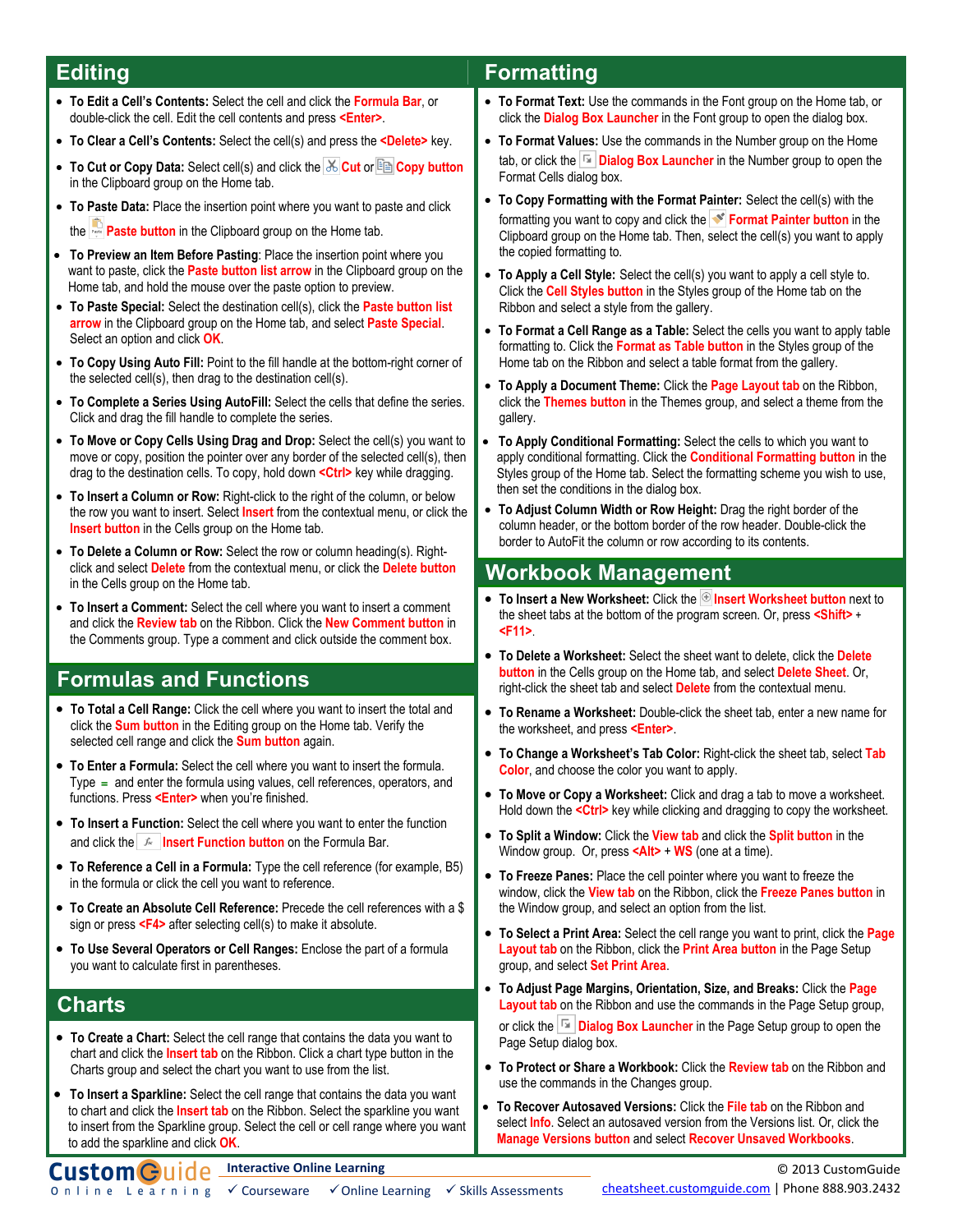## Editing

- **To Edit a Cell's Contents:** Select the cell and click the **Formula Bar**, or double-click the cell. Edit the cell contents and press **<Enter>**.
- **To Clear a Cell's Contents:** Select the cell(s) and press the **<Delete>** key.
- **To Cut or Copy Data:** Select cell(s) and click the **Cut** or **Copy button** in the Clipboard group on the Home tab.
- **To Paste Data:** Place the insertion point where you want to paste and click the **Paste button** in the Clipboard group on the Home tab.
- **To Preview an Item Before Pasting**: Place the insertion point where you want to paste, click the **Paste button list arrow** in the Clipboard group on the Home tab, and hold the mouse over the paste option to preview.
- **To Paste Special:** Select the destination cell(s), click the **Paste button list arrow** in the Clipboard group on the Home tab, and select **Paste Special**. Select an option and click **OK**.
- **To Copy Using Auto Fill:** Point to the fill handle at the bottom-right corner of the selected cell(s), then drag to the destination cell(s).
- **To Complete a Series Using AutoFill:** Select the cells that define the series. Click and drag the fill handle to complete the series.
- **To Move or Copy Cells Using Drag and Drop:** Select the cell(s) you want to move or copy, position the pointer over any border of the selected cell(s), then drag to the destination cells. To copy, hold down **<Ctrl>** key while dragging.
- **To Insert a Column or Row:** Right-click to the right of the column, or below the row you want to insert. Select **Insert** from the contextual menu, or click the **Insert button** in the Cells group on the Home tab.
- **To Delete a Column or Row:** Select the row or column heading(s). Right-click and select **Delete** from the contextual menu, or click the **Delete button** in the Cells group on the Home tab.
- **To Insert a Comment:** Select the cell where you want to insert a comment and click the **Review tab** on the Ribbon. Click the **New Comment button** in the Comments group. Type a comment and click outside the comment box.

## Formulas and Functions

- **To Total a Cell Range:** Click the cell where you want to insert the total and click the **Sum button** in the Editing group on the Home tab. Verify the selected cell range and click the **Sum button** again.
- **To Enter a Formula:** Select the cell where you want to insert the formula. Type = and enter the formula using values, cell references, operators, and functions. Press **<Enter>** when you're finished.
- **To Insert a Function:** Select the cell where you want to enter the function and click the **Insert Function button** on the Formula Bar.
- **To Reference a Cell in a Formula:** Type the cell reference (for example, B5) in the formula or click the cell you want to reference.
- **To Create an Absolute Cell Reference:** Precede the cell references with a $ sign or press **<F4>** after selecting cell(s) to make it absolute.
- **To Use Several Operators or Cell Ranges:** Enclose the part of a formula you want to calculate first in parentheses.

## Charts

- **To Create a Chart:** Select the cell range that contains the data you want to chart and click the **Insert tab** on the Ribbon. Click a chart type button in the Charts group and select the chart you want to use from the list.
- **To Insert a Sparkline:** Select the cell range that contains the data you want to chart and click the **Insert tab** on the Ribbon. Select the sparkline you want to insert from the Sparkline group. Select the cell or cell range where you want to add the sparkline and click **OK**.

## Formatting

- **To Format Text:** Use the commands in the Font group on the Home tab, or click the **Dialog Box Launcher** in the Font group to open the dialog box.
- **To Format Values:** Use the commands in the Number group on the Home tab, or click the **Dialog Box Launcher** in the Number group to open the Format Cells dialog box.
- **To Copy Formatting with the Format Painter:** Select the cell(s) with the formatting you want to copy and click the **Format Painter button** in the Clipboard group on the Home tab. Then, select the cell(s) you want to apply the copied formatting to.
- **To Apply a Cell Style:** Select the cell(s) you want to apply a cell style to. Click the **Cell Styles button** in the Styles group of the Home tab on the Ribbon and select a style from the gallery.
- **To Format a Cell Range as a Table:** Select the cells you want to apply table formatting to. Click the **Format as Table button** in the Styles group of the Home tab on the Ribbon and select a table format from the gallery.
- **To Apply a Document Theme:** Click the **Page Layout tab** on the Ribbon, click the **Themes button** in the Themes group, and select a theme from the gallery.
- **To Apply Conditional Formatting:** Select the cells to which you want to apply conditional formatting. Click the **Conditional Formatting button** in the Styles group of the Home tab. Select the formatting scheme you wish to use, then set the conditions in the dialog box.
- **To Adjust Column Width or Row Height:** Drag the right border of the column header, or the bottom border of the row header. Double-click the border to AutoFit the column or row according to its contents.

## Workbook Management

- **To Insert a New Worksheet:** Click the **Insert Worksheet button** next to the sheet tabs at the bottom of the program screen. Or, press **<Shift>** + **<F11>**.
- **To Delete a Worksheet:** Select the sheet want to delete, click the **Delete button** in the Cells group on the Home tab, and select **Delete Sheet**. Or, right-click the sheet tab and select **Delete** from the contextual menu.
- **To Rename a Worksheet:** Double-click the sheet tab, enter a new name for the worksheet, and press **<Enter>**.
- **To Change a Worksheet's Tab Color:** Right-click the sheet tab, select **Tab Color**, and choose the color you want to apply.
- **To Move or Copy a Worksheet:** Click and drag a tab to move a worksheet. Hold down the **<Ctrl>** key while clicking and dragging to copy the worksheet.
- **To Split a Window:** Click the **View tab** and click the **Split button** in the Window group. Or, press **<Alt>** + **WS** (one at a time).
- **To Freeze Panes:** Place the cell pointer where you want to freeze the window, click the **View tab** on the Ribbon, click the **Freeze Panes button** in the Window group, and select an option from the list.
- **To Select a Print Area:** Select the cell range you want to print, click the **Page Layout tab** on the Ribbon, click the **Print Area button** in the Page Setup group, and select **Set Print Area**.
- **To Adjust Page Margins, Orientation, Size, and Breaks:** Click the **Page Layout tab** on the Ribbon and use the commands in the Page Setup group, or click the **Dialog Box Launcher** in the Page Setup group to open the Page Setup dialog box.
- **To Protect or Share a Workbook:** Click the **Review tab** on the Ribbon and use the commands in the Changes group.
- **To Recover Autosaved Versions:** Click the **File tab** on the Ribbon and select **Info**. Select an autosaved version from the Versions list. Or, click the **Manage Versions button** and select **Recover Unsaved Workbooks**.

CustomGuide Online Learning | Interactive Online Learning ✓ Courseware ✓ Online Learning ✓ Skills Assessments

© 2013 CustomGuide
cheatsheet.customguide.com | Phone 888.903.2432